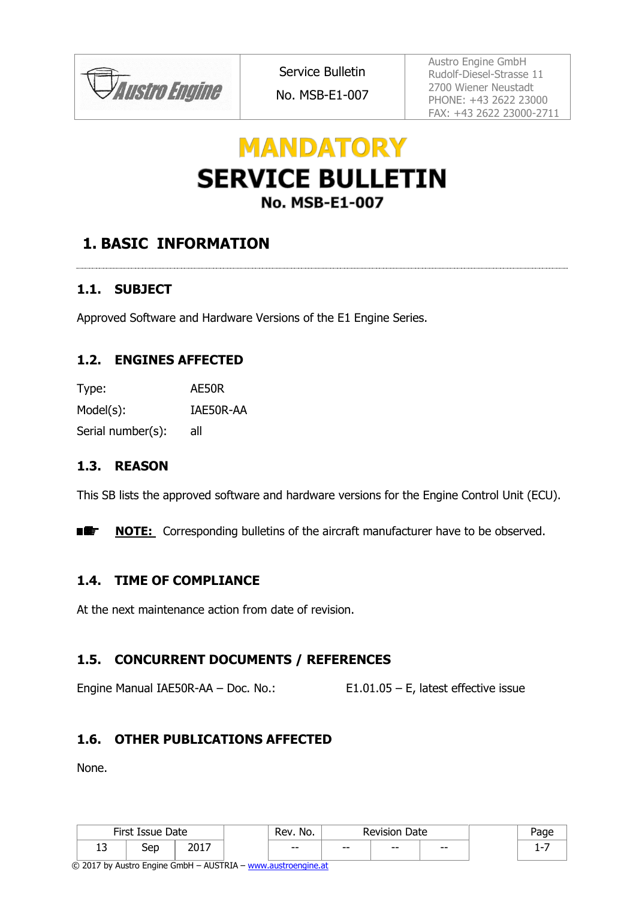| Austro Engine | Service Bulletin<br>No. MSB-E1-007 | Austro Engine GmbH<br>Rudolf-Diesel-Strasse 11<br>2700 Wiener Neustadt<br>PHONE: +43 2622 23000<br>FAX: +43 2622 23000-2711 |
|---|---|---|

# MANDATORY SERVICE BULLETIN

## No. MSB-E1-007

# 1. BASIC INFORMATION

## 1.1. SUBJECT

Approved Software and Hardware Versions of the E1 Engine Series.

## 1.2. ENGINES AFFECTED

| | |
|---|---|
| Type: | AE50R |
| Model(s): | IAE50R-AA |
| Serial number(s): | all |

## 1.3. REASON

This SB lists the approved software and hardware versions for the Engine Control Unit (ECU).

**NOTE:** Corresponding bulletins of the aircraft manufacturer have to be observed.

## 1.4. TIME OF COMPLIANCE

At the next maintenance action from date of revision.

## 1.5. CONCURRENT DOCUMENTS / REFERENCES

Engine Manual IAE50R-AA – Doc. No.: E1.01.05 – E, latest effective issue

## 1.6. OTHER PUBLICATIONS AFFECTED

None.

| First Issue Date | | | Rev. No. | Revision Date | | |
|---|---|---|---|---|---|---|
| 13 | Sep | 2017 | -- | -- | -- | -- |

© 2017 by Austro Engine GmbH – AUSTRIA – www.austroengine.at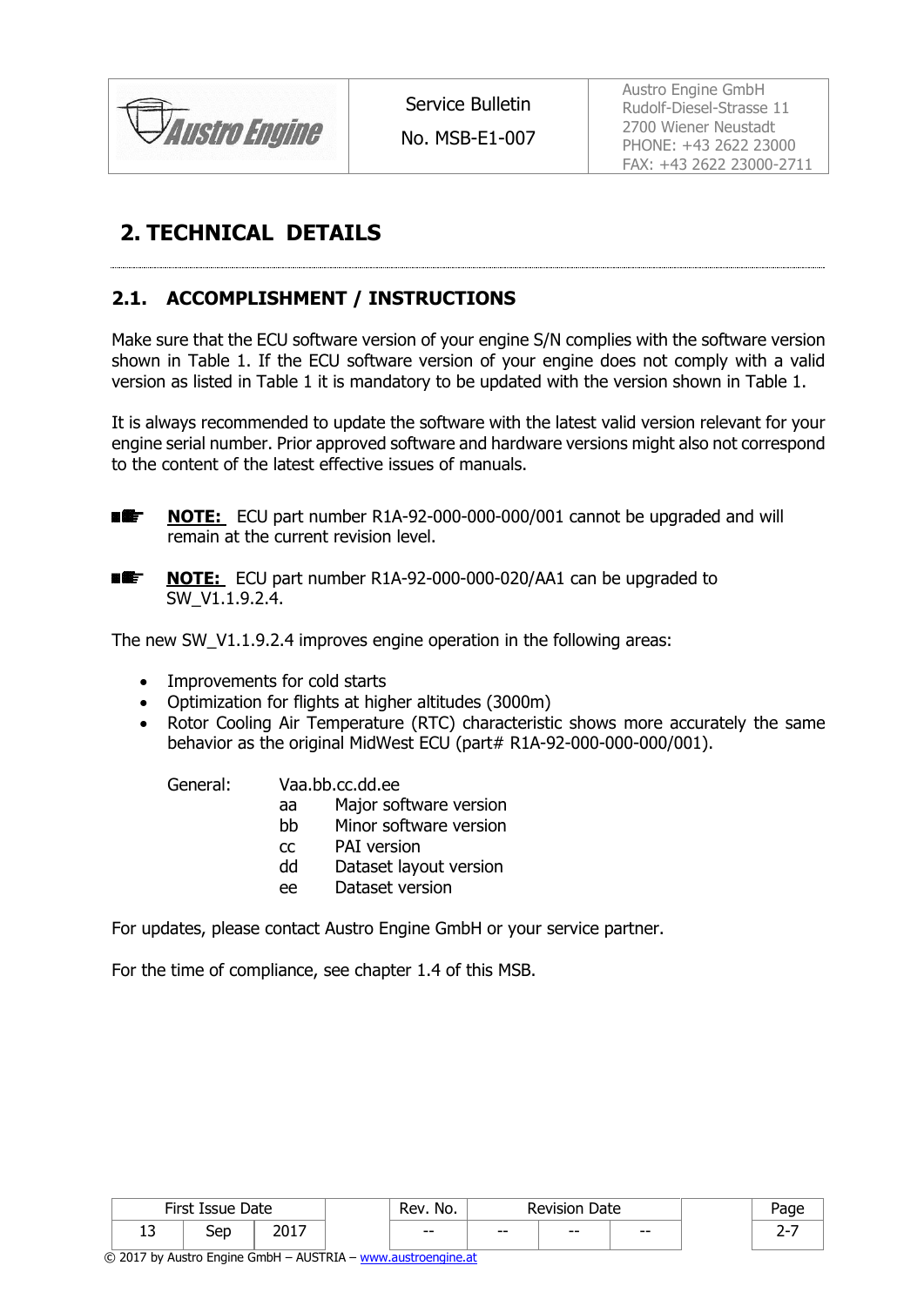## 2. TECHNICAL DETAILS

### 2.1. ACCOMPLISHMENT / INSTRUCTIONS

Make sure that the ECU software version of your engine S/N complies with the software version shown in Table 1. If the ECU software version of your engine does not comply with a valid version as listed in Table 1 it is mandatory to be updated with the version shown in Table 1.

It is always recommended to update the software with the latest valid version relevant for your engine serial number. Prior approved software and hardware versions might also not correspond to the content of the latest effective issues of manuals.

**NOTE:** ECU part number R1A-92-000-000-000/001 cannot be upgraded and will remain at the current revision level.

**NOTE:** ECU part number R1A-92-000-000-020/AA1 can be upgraded to SW_V1.1.9.2.4.

The new SW_V1.1.9.2.4 improves engine operation in the following areas:

- Improvements for cold starts
- Optimization for flights at higher altitudes (3000m)
- Rotor Cooling Air Temperature (RTC) characteristic shows more accurately the same behavior as the original MidWest ECU (part# R1A-92-000-000-000/001).

General: Vaa.bb.cc.dd.ee

- aa Major software version
- bb Minor software version
- cc PAI version
- dd Dataset layout version
- ee Dataset version

For updates, please contact Austro Engine GmbH or your service partner.

For the time of compliance, see chapter 1.4 of this MSB.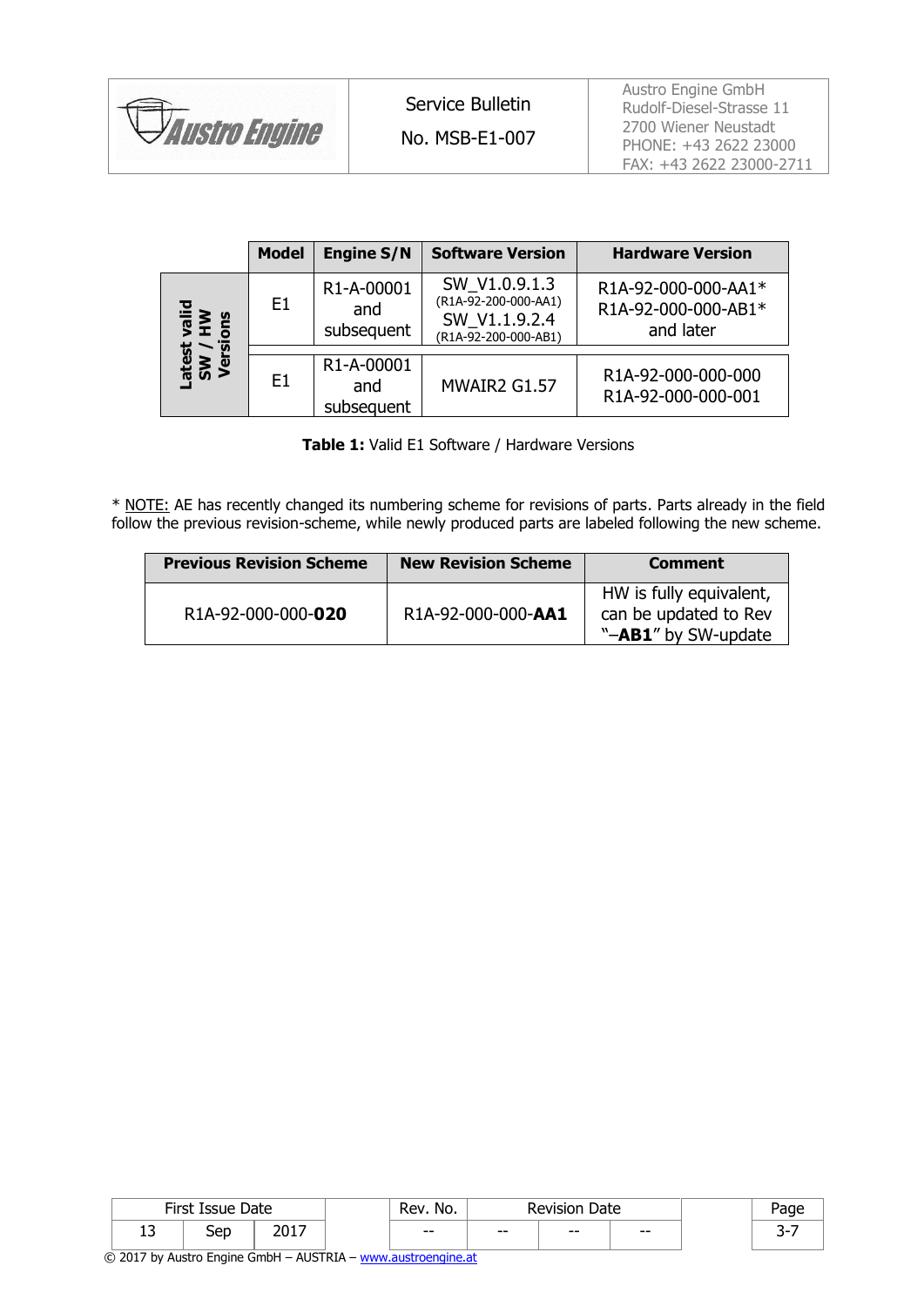| | Model | Engine S/N | Software Version | Hardware Version |
|---|---|---|---|---|
| **Latest valid SW / HW Versions** | E1 | R1-A-00001 and subsequent | SW_V1.0.9.1.3 (R1A-92-200-000-AA1) SW_V1.1.9.2.4 (R1A-92-200-000-AB1) | R1A-92-000-000-AA1* R1A-92-000-000-AB1* and later |
| | E1 | R1-A-00001 and subsequent | MWAIR2 G1.57 | R1A-92-000-000-000 R1A-92-000-000-001 |

**Table 1:** Valid E1 Software / Hardware Versions

* NOTE: AE has recently changed its numbering scheme for revisions of parts. Parts already in the field follow the previous revision-scheme, while newly produced parts are labeled following the new scheme.

| Previous Revision Scheme | New Revision Scheme | Comment |
|---|---|---|
| R1A-92-000-000-**020** | R1A-92-000-000-**AA1** | HW is fully equivalent, can be updated to Rev "–**AB1**" by SW-update |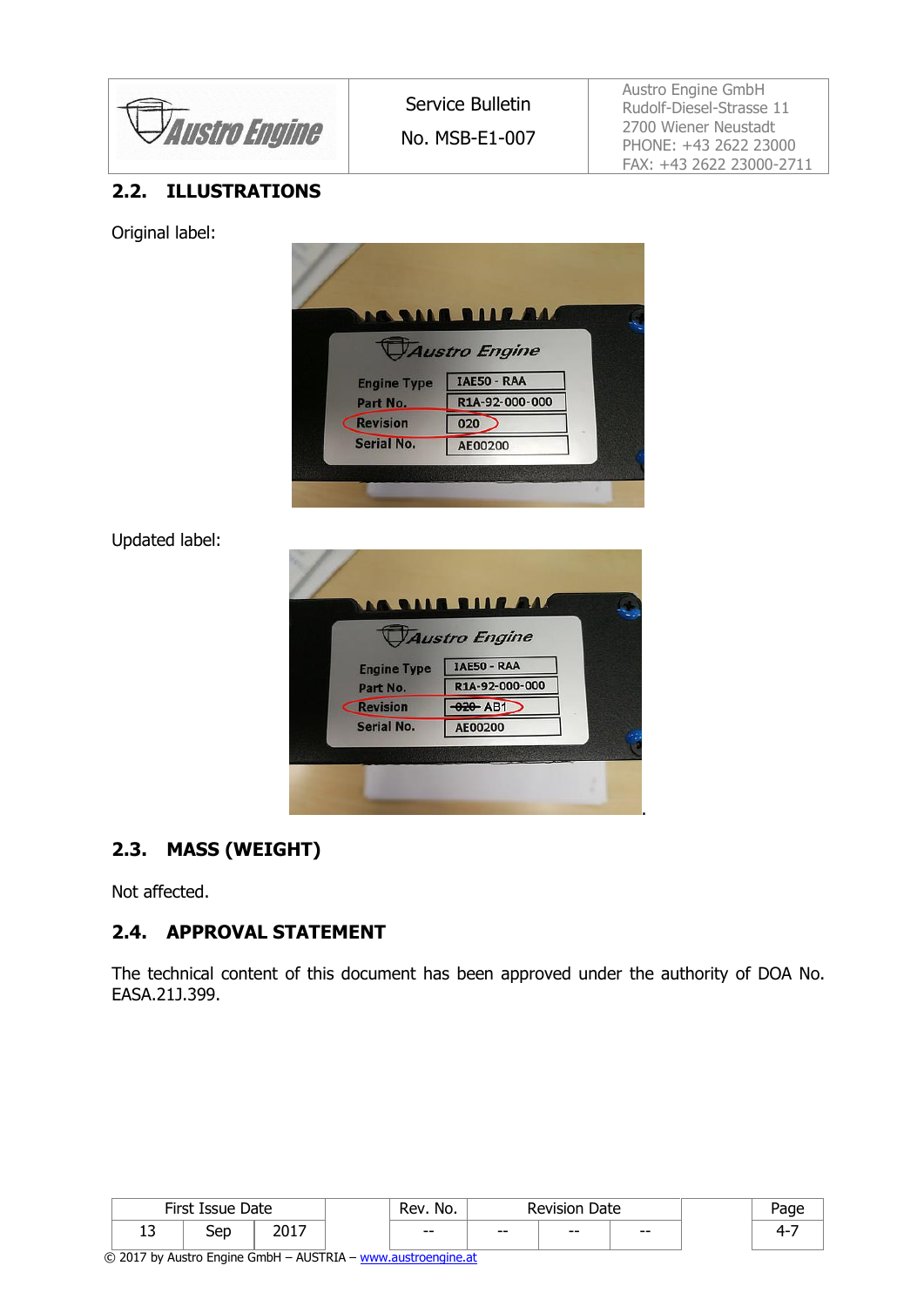## 2.2. ILLUSTRATIONS

Original label:

Updated label:

## 2.3. MASS (WEIGHT)

Not affected.

## 2.4. APPROVAL STATEMENT

The technical content of this document has been approved under the authority of DOA No. EASA.21J.399.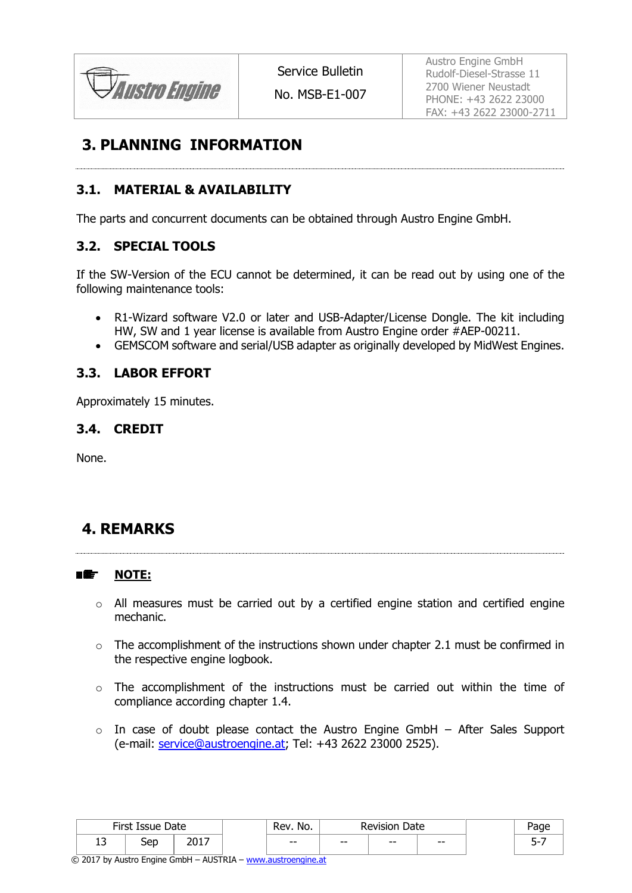# 3. PLANNING INFORMATION

## 3.1. MATERIAL & AVAILABILITY

The parts and concurrent documents can be obtained through Austro Engine GmbH.

## 3.2. SPECIAL TOOLS

If the SW-Version of the ECU cannot be determined, it can be read out by using one of the following maintenance tools:

- R1-Wizard software V2.0 or later and USB-Adapter/License Dongle. The kit including HW, SW and 1 year license is available from Austro Engine order #AEP-00211.
- GEMSCOM software and serial/USB adapter as originally developed by MidWest Engines.

## 3.3. LABOR EFFORT

Approximately 15 minutes.

## 3.4. CREDIT

None.

# 4. REMARKS

**NOTE:**

- All measures must be carried out by a certified engine station and certified engine mechanic.
- The accomplishment of the instructions shown under chapter 2.1 must be confirmed in the respective engine logbook.
- The accomplishment of the instructions must be carried out within the time of compliance according chapter 1.4.
- In case of doubt please contact the Austro Engine GmbH – After Sales Support (e-mail: service@austroengine.at; Tel: +43 2622 23000 2525).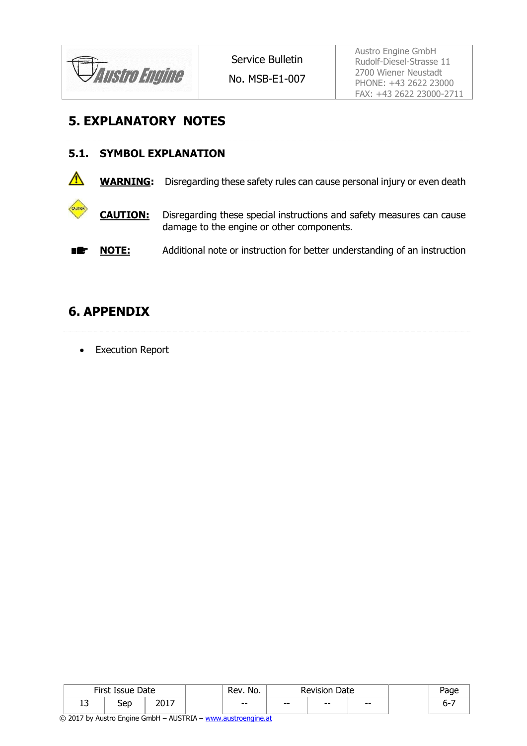# 5. EXPLANATORY NOTES

## 5.1. SYMBOL EXPLANATION

**WARNING:** Disregarding these safety rules can cause personal injury or even death

**CAUTION:** Disregarding these special instructions and safety measures can cause damage to the engine or other components.

**NOTE:** Additional note or instruction for better understanding of an instruction

# 6. APPENDIX

- Execution Report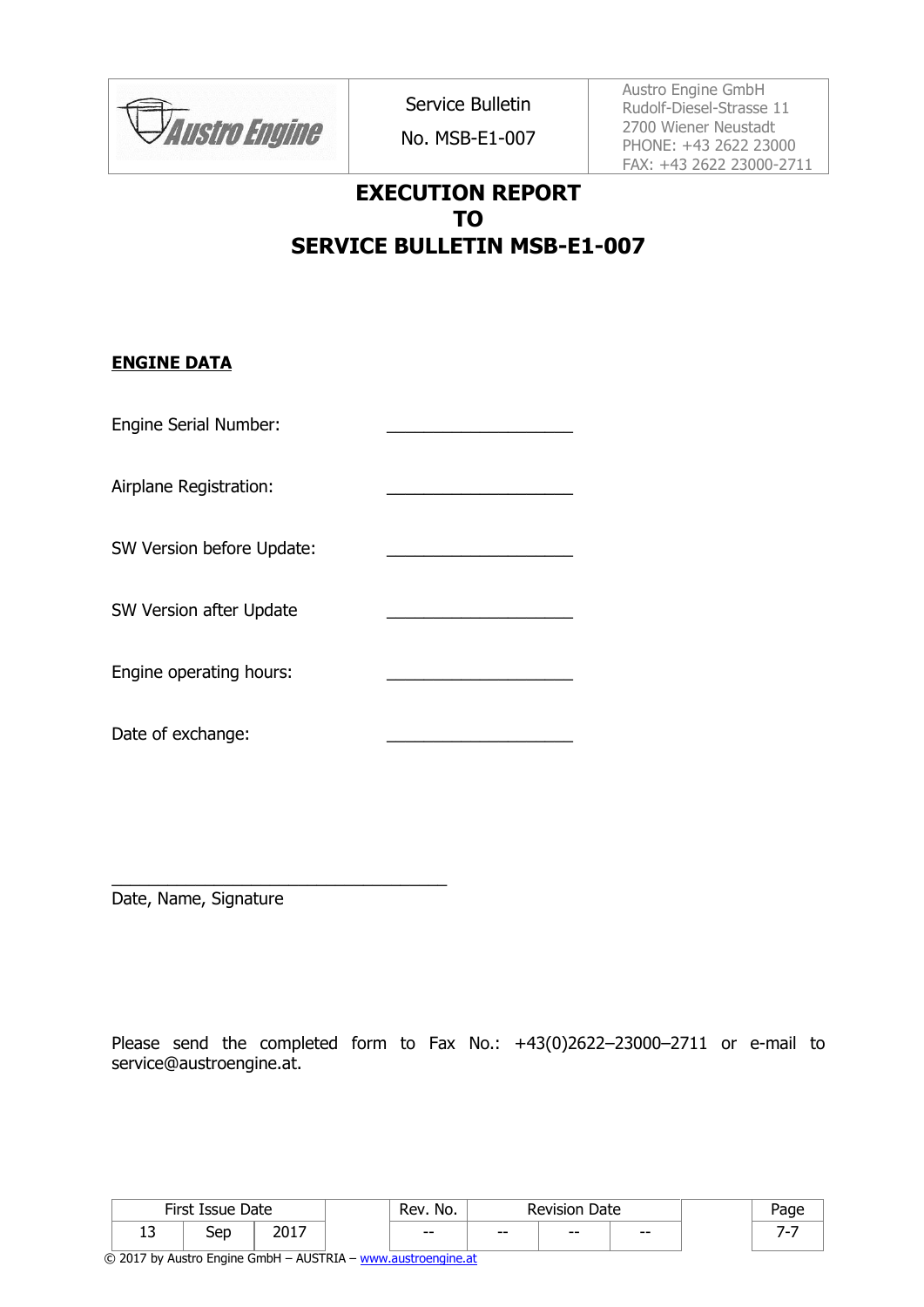# EXECUTION REPORT TO SERVICE BULLETIN MSB-E1-007

**ENGINE DATA**

Engine Serial Number: ____________________

Airplane Registration: ____________________

SW Version before Update: ____________________

SW Version after Update ____________________

Engine operating hours: ____________________

Date of exchange: ____________________

____________________________________

Date, Name, Signature

Please send the completed form to Fax No.: +43(0)2622–23000–2711 or e-mail to service@austroengine.at.